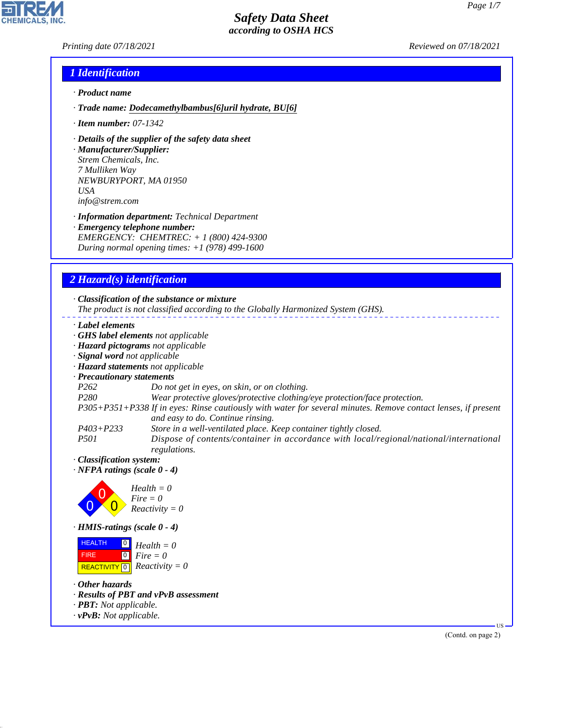# Safety Data Sheet
## according to OSHA HCS

Printing date 07/18/2021 Reviewed on 07/18/2021

## 1 Identification

· **Product name**

· **Trade name: Dodecamethylbambus[6]uril hydrate, BU[6]**

· **Item number:** 07-1342

· **Details of the supplier of the safety data sheet**

· **Manufacturer/Supplier:**
Strem Chemicals, Inc.
7 Mulliken Way
NEWBURYPORT, MA 01950
USA
info@strem.com

· **Information department:** Technical Department

· **Emergency telephone number:**
EMERGENCY: CHEMTREC: + 1 (800) 424-9300
During normal opening times: +1 (978) 499-1600

## 2 Hazard(s) identification

· **Classification of the substance or mixture**
The product is not classified according to the Globally Harmonized System (GHS).

· **Label elements**
· **GHS label elements** not applicable
· **Hazard pictograms** not applicable
· **Signal word** not applicable
· **Hazard statements** not applicable
· **Precautionary statements**

| | |
|---|---|
| P262 | Do not get in eyes, on skin, or on clothing. |
| P280 | Wear protective gloves/protective clothing/eye protection/face protection. |
| P305+P351+P338 | If in eyes: Rinse cautiously with water for several minutes. Remove contact lenses, if present and easy to do. Continue rinsing. |
| P403+P233 | Store in a well-ventilated place. Keep container tightly closed. |
| P501 | Dispose of contents/container in accordance with local/regional/national/international regulations. |

· **Classification system:**
· **NFPA ratings (scale 0 - 4)**

Health = 0
Fire = 0
Reactivity = 0

· **HMIS-ratings (scale 0 - 4)**

| | | |
|---|---|---|
| HEALTH | 0 | Health = 0 |
| FIRE | 0 | Fire = 0 |
| REACTIVITY | 0 | Reactivity = 0 |

· **Other hazards**
· **Results of PBT and vPvB assessment**
· **PBT:** Not applicable.
· **vPvB:** Not applicable.

(Contd. on page 2)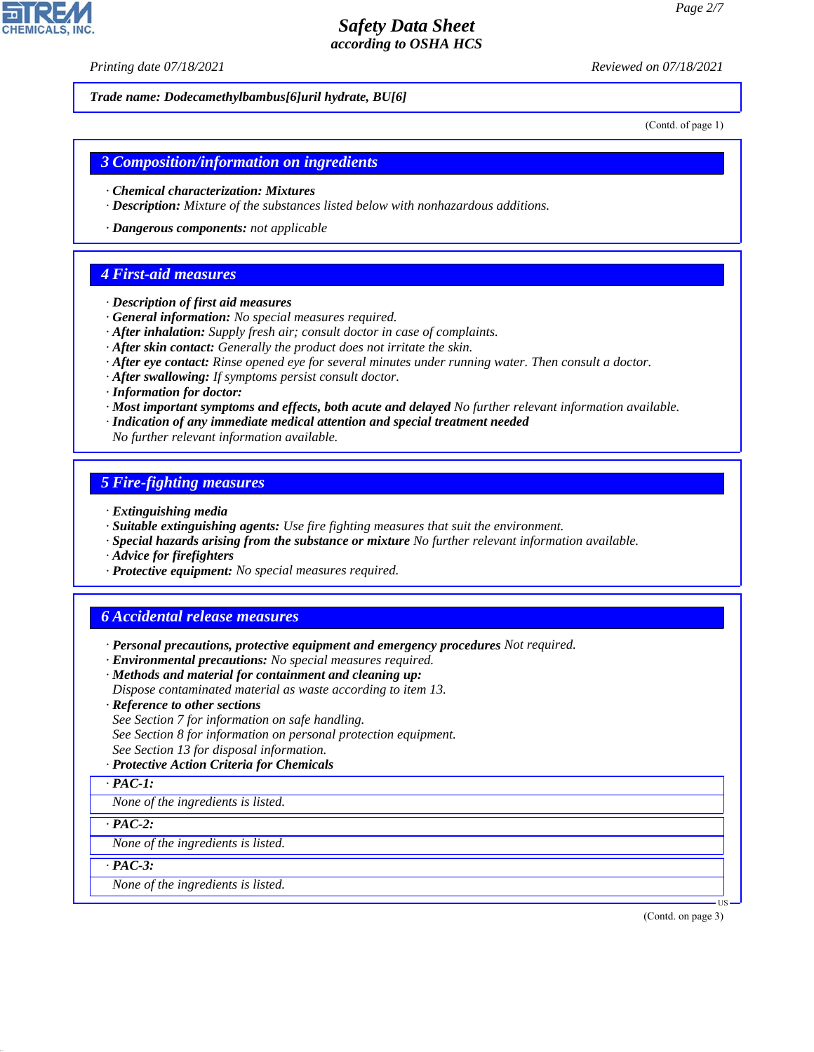Trade name: Dodecamethylbambus[6]uril hydrate, BU[6]

(Contd. of page 1)

## 3 Composition/information on ingredients

· **Chemical characterization: Mixtures**
· **Description:** Mixture of the substances listed below with nonhazardous additions.

· **Dangerous components:** not applicable

## 4 First-aid measures

· **Description of first aid measures**
· **General information:** No special measures required.
· **After inhalation:** Supply fresh air; consult doctor in case of complaints.
· **After skin contact:** Generally the product does not irritate the skin.
· **After eye contact:** Rinse opened eye for several minutes under running water. Then consult a doctor.
· **After swallowing:** If symptoms persist consult doctor.
· **Information for doctor:**
· **Most important symptoms and effects, both acute and delayed** No further relevant information available.
· **Indication of any immediate medical attention and special treatment needed**
No further relevant information available.

## 5 Fire-fighting measures

· **Extinguishing media**
· **Suitable extinguishing agents:** Use fire fighting measures that suit the environment.
· **Special hazards arising from the substance or mixture** No further relevant information available.
· **Advice for firefighters**
· **Protective equipment:** No special measures required.

## 6 Accidental release measures

· **Personal precautions, protective equipment and emergency procedures** Not required.
· **Environmental precautions:** No special measures required.
· **Methods and material for containment and cleaning up:**
Dispose contaminated material as waste according to item 13.
· **Reference to other sections**
See Section 7 for information on safe handling.
See Section 8 for information on personal protection equipment.
See Section 13 for disposal information.
· **Protective Action Criteria for Chemicals**

· **PAC-1:**

None of the ingredients is listed.

· **PAC-2:**

None of the ingredients is listed.

· **PAC-3:**

None of the ingredients is listed.

(Contd. on page 3)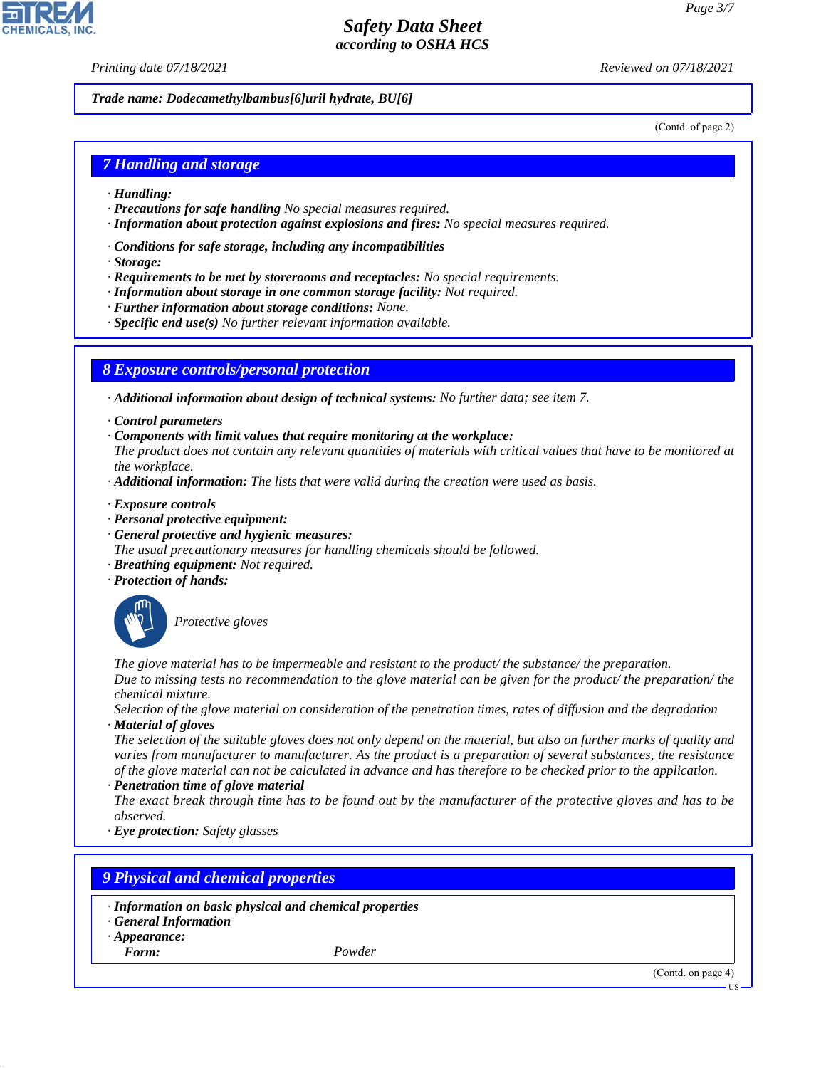Trade name: Dodecamethylbambus[6]uril hydrate, BU[6]

(Contd. of page 2)

## 7 Handling and storage

· **Handling:**
· **Precautions for safe handling** No special measures required.
· **Information about protection against explosions and fires:** No special measures required.

· **Conditions for safe storage, including any incompatibilities**
· **Storage:**
· **Requirements to be met by storerooms and receptacles:** No special requirements.
· **Information about storage in one common storage facility:** Not required.
· **Further information about storage conditions:** None.
· **Specific end use(s)** No further relevant information available.

## 8 Exposure controls/personal protection

· **Additional information about design of technical systems:** No further data; see item 7.

· **Control parameters**
· **Components with limit values that require monitoring at the workplace:**
The product does not contain any relevant quantities of materials with critical values that have to be monitored at the workplace.
· **Additional information:** The lists that were valid during the creation were used as basis.

· **Exposure controls**
· **Personal protective equipment:**
· **General protective and hygienic measures:**
The usual precautionary measures for handling chemicals should be followed.
· **Breathing equipment:** Not required.
· **Protection of hands:**

Protective gloves

The glove material has to be impermeable and resistant to the product/ the substance/ the preparation.
Due to missing tests no recommendation to the glove material can be given for the product/ the preparation/ the chemical mixture.
Selection of the glove material on consideration of the penetration times, rates of diffusion and the degradation
· **Material of gloves**
The selection of the suitable gloves does not only depend on the material, but also on further marks of quality and varies from manufacturer to manufacturer. As the product is a preparation of several substances, the resistance of the glove material can not be calculated in advance and has therefore to be checked prior to the application.
· **Penetration time of glove material**
The exact break through time has to be found out by the manufacturer of the protective gloves and has to be observed.
· **Eye protection:** Safety glasses

## 9 Physical and chemical properties

· **Information on basic physical and chemical properties**
· **General Information**
· **Appearance:**

| | |
|---|---|
| **Form:** | Powder |

(Contd. on page 4)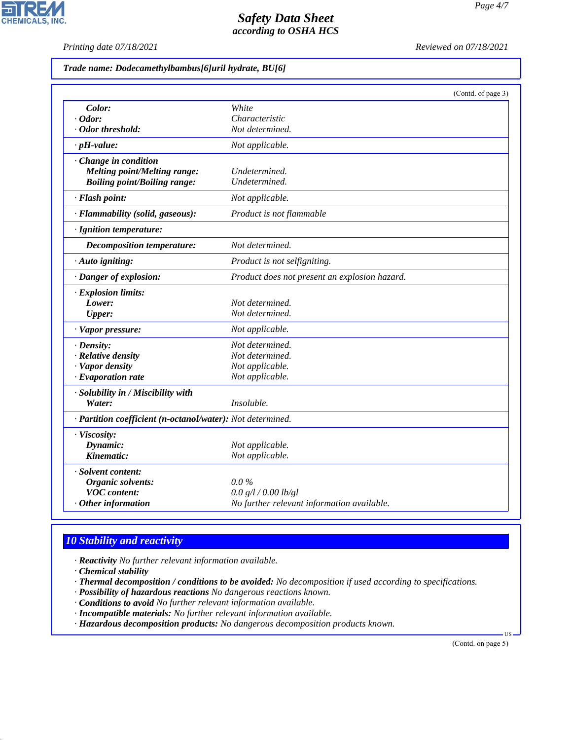**Trade name: Dodecamethylbambus[6]uril hydrate, BU[6]**

(Contd. of page 3)

| | |
|---|---|
| **Color:** | White |
| · **Odor:** | Characteristic |
| · **Odor threshold:** | Not determined. |
| · **pH-value:** | Not applicable. |
| · **Change in condition** | |
| **Melting point/Melting range:** | Undetermined. |
| **Boiling point/Boiling range:** | Undetermined. |
| · **Flash point:** | Not applicable. |
| · **Flammability (solid, gaseous):** | Product is not flammable |
| · **Ignition temperature:** | |
| **Decomposition temperature:** | Not determined. |
| · **Auto igniting:** | Product is not selfigniting. |
| · **Danger of explosion:** | Product does not present an explosion hazard. |
| · **Explosion limits:** | |
| **Lower:** | Not determined. |
| **Upper:** | Not determined. |
| · **Vapor pressure:** | Not applicable. |
| · **Density:** | Not determined. |
| · **Relative density** | Not determined. |
| · **Vapor density** | Not applicable. |
| · **Evaporation rate** | Not applicable. |
| · **Solubility in / Miscibility with** | |
| **Water:** | Insoluble. |
| · **Partition coefficient (n-octanol/water):** | Not determined. |
| · **Viscosity:** | |
| **Dynamic:** | Not applicable. |
| **Kinematic:** | Not applicable. |
| · **Solvent content:** | |
| **Organic solvents:** | 0.0 % |
| **VOC content:** | 0.0 g/l / 0.00 lb/gl |
| · **Other information** | No further relevant information available. |

## 10 Stability and reactivity

· **Reactivity** No further relevant information available.
· **Chemical stability**
· **Thermal decomposition / conditions to be avoided:** No decomposition if used according to specifications.
· **Possibility of hazardous reactions** No dangerous reactions known.
· **Conditions to avoid** No further relevant information available.
· **Incompatible materials:** No further relevant information available.
· **Hazardous decomposition products:** No dangerous decomposition products known.

(Contd. on page 5)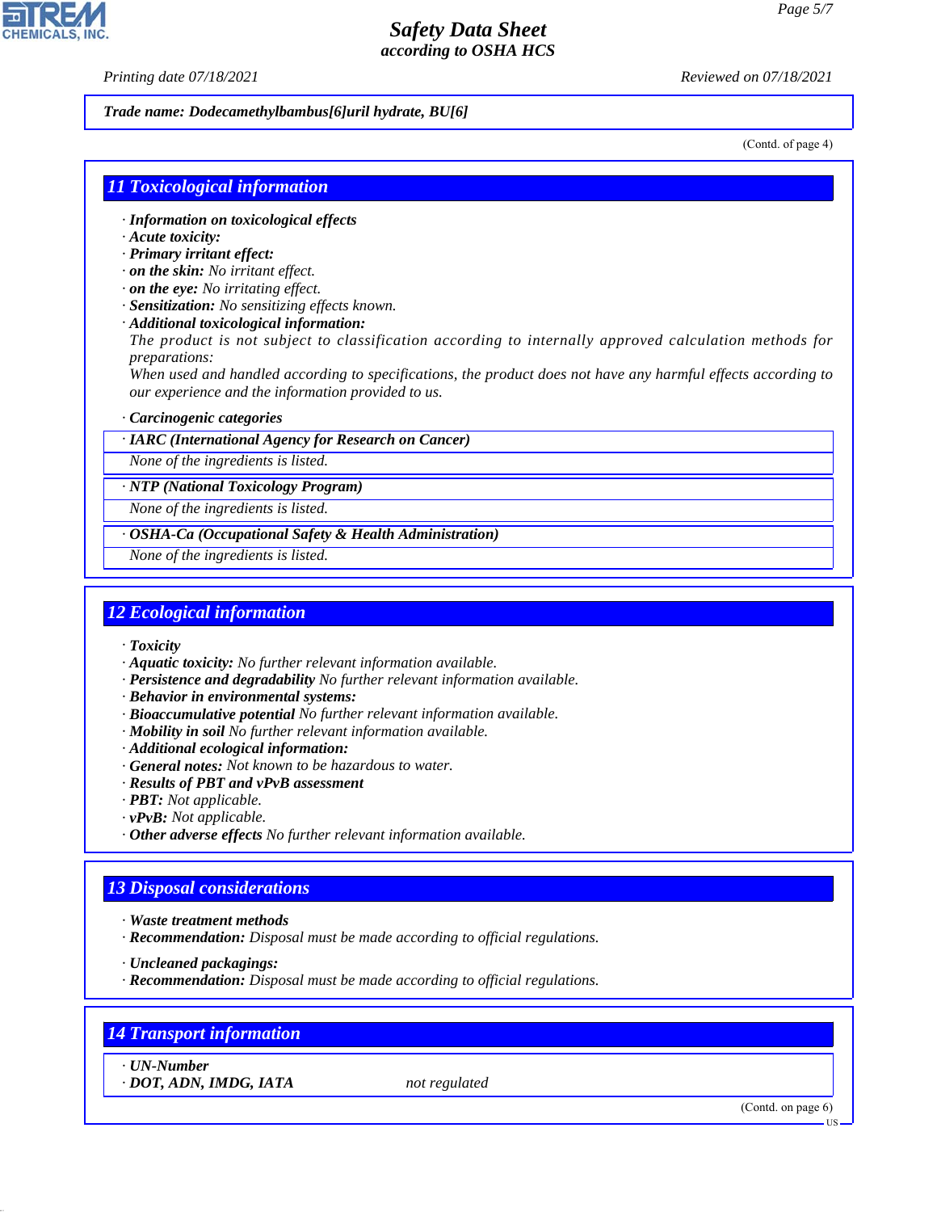Trade name: Dodecamethylbambus[6]uril hydrate, BU[6]

(Contd. of page 4)

## 11 Toxicological information

· **Information on toxicological effects**
· **Acute toxicity:**
· **Primary irritant effect:**
· **on the skin:** No irritant effect.
· **on the eye:** No irritating effect.
· **Sensitization:** No sensitizing effects known.
· **Additional toxicological information:**
The product is not subject to classification according to internally approved calculation methods for preparations:
When used and handled according to specifications, the product does not have any harmful effects according to our experience and the information provided to us.

· **Carcinogenic categories**

· **IARC (International Agency for Research on Cancer)**
None of the ingredients is listed.

· **NTP (National Toxicology Program)**
None of the ingredients is listed.

· **OSHA-Ca (Occupational Safety & Health Administration)**
None of the ingredients is listed.

## 12 Ecological information

· **Toxicity**
· **Aquatic toxicity:** No further relevant information available.
· **Persistence and degradability** No further relevant information available.
· **Behavior in environmental systems:**
· **Bioaccumulative potential** No further relevant information available.
· **Mobility in soil** No further relevant information available.
· **Additional ecological information:**
· **General notes:** Not known to be hazardous to water.
· **Results of PBT and vPvB assessment**
· **PBT:** Not applicable.
· **vPvB:** Not applicable.
· **Other adverse effects** No further relevant information available.

## 13 Disposal considerations

· **Waste treatment methods**
· **Recommendation:** Disposal must be made according to official regulations.

· **Uncleaned packagings:**
· **Recommendation:** Disposal must be made according to official regulations.

## 14 Transport information

· **UN-Number**
· **DOT, ADN, IMDG, IATA** not regulated

(Contd. on page 6)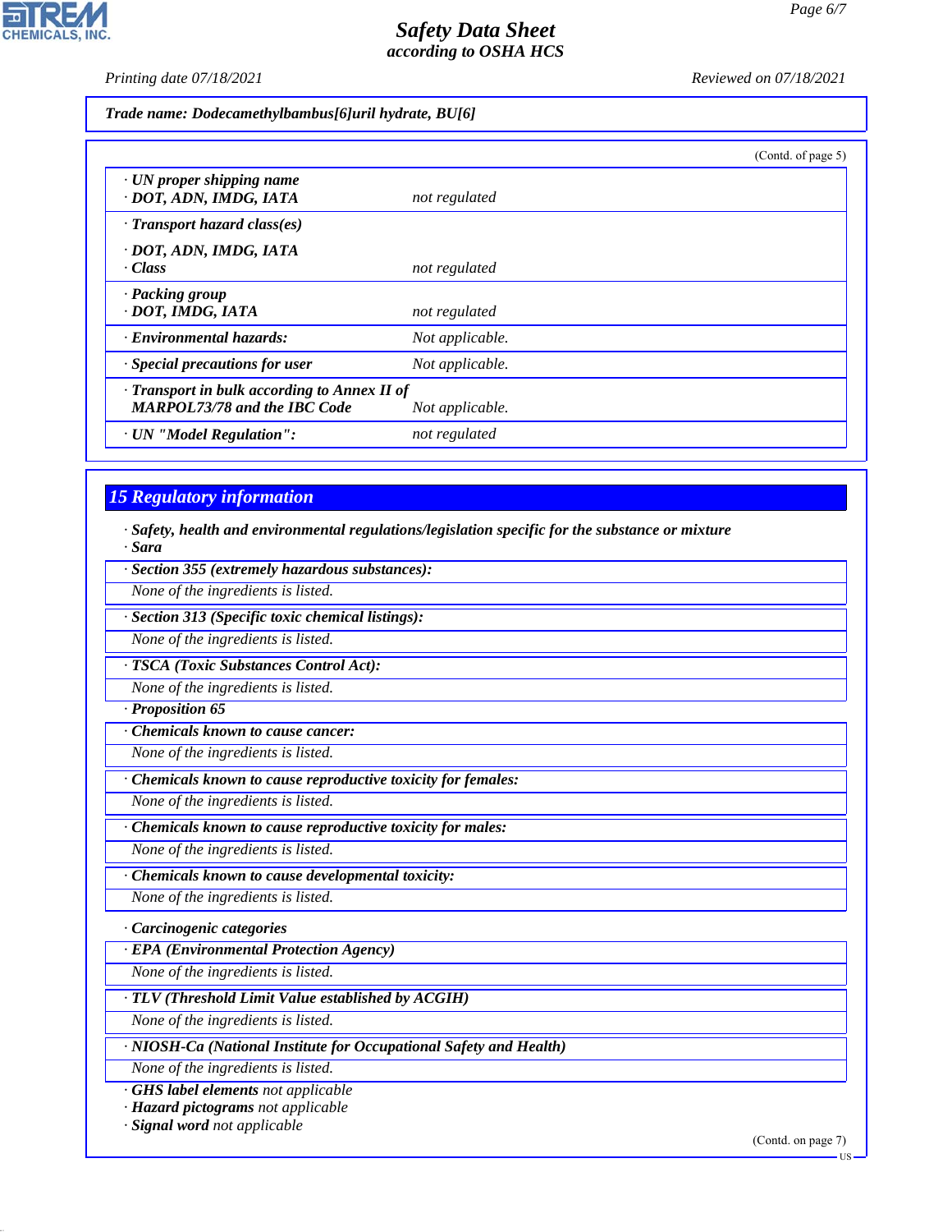**Trade name: Dodecamethylbambus[6]uril hydrate, BU[6]**

(Contd. of page 5)

| | |
|---|---|
| · **UN proper shipping name** · **DOT, ADN, IMDG, IATA** | *not regulated* |
| · **Transport hazard class(es)** · **DOT, ADN, IMDG, IATA** · **Class** | *not regulated* |
| · **Packing group** · **DOT, IMDG, IATA** | *not regulated* |
| · **Environmental hazards:** | *Not applicable.* |
| · **Special precautions for user** | *Not applicable.* |
| · **Transport in bulk according to Annex II of MARPOL73/78 and the IBC Code** | *Not applicable.* |
| · **UN "Model Regulation":** | *not regulated* |

## 15 Regulatory information

· **Safety, health and environmental regulations/legislation specific for the substance or mixture**
· **Sara**

· **Section 355 (extremely hazardous substances):**
*None of the ingredients is listed.*

· **Section 313 (Specific toxic chemical listings):**
*None of the ingredients is listed.*

· **TSCA (Toxic Substances Control Act):**
*None of the ingredients is listed.*

· **Proposition 65**

· **Chemicals known to cause cancer:**
*None of the ingredients is listed.*

· **Chemicals known to cause reproductive toxicity for females:**
*None of the ingredients is listed.*

· **Chemicals known to cause reproductive toxicity for males:**
*None of the ingredients is listed.*

· **Chemicals known to cause developmental toxicity:**
*None of the ingredients is listed.*

· **Carcinogenic categories**

· **EPA (Environmental Protection Agency)**
*None of the ingredients is listed.*

· **TLV (Threshold Limit Value established by ACGIH)**
*None of the ingredients is listed.*

· **NIOSH-Ca (National Institute for Occupational Safety and Health)**
*None of the ingredients is listed.*

· **GHS label elements** *not applicable*
· **Hazard pictograms** *not applicable*
· **Signal word** *not applicable*

(Contd. on page 7)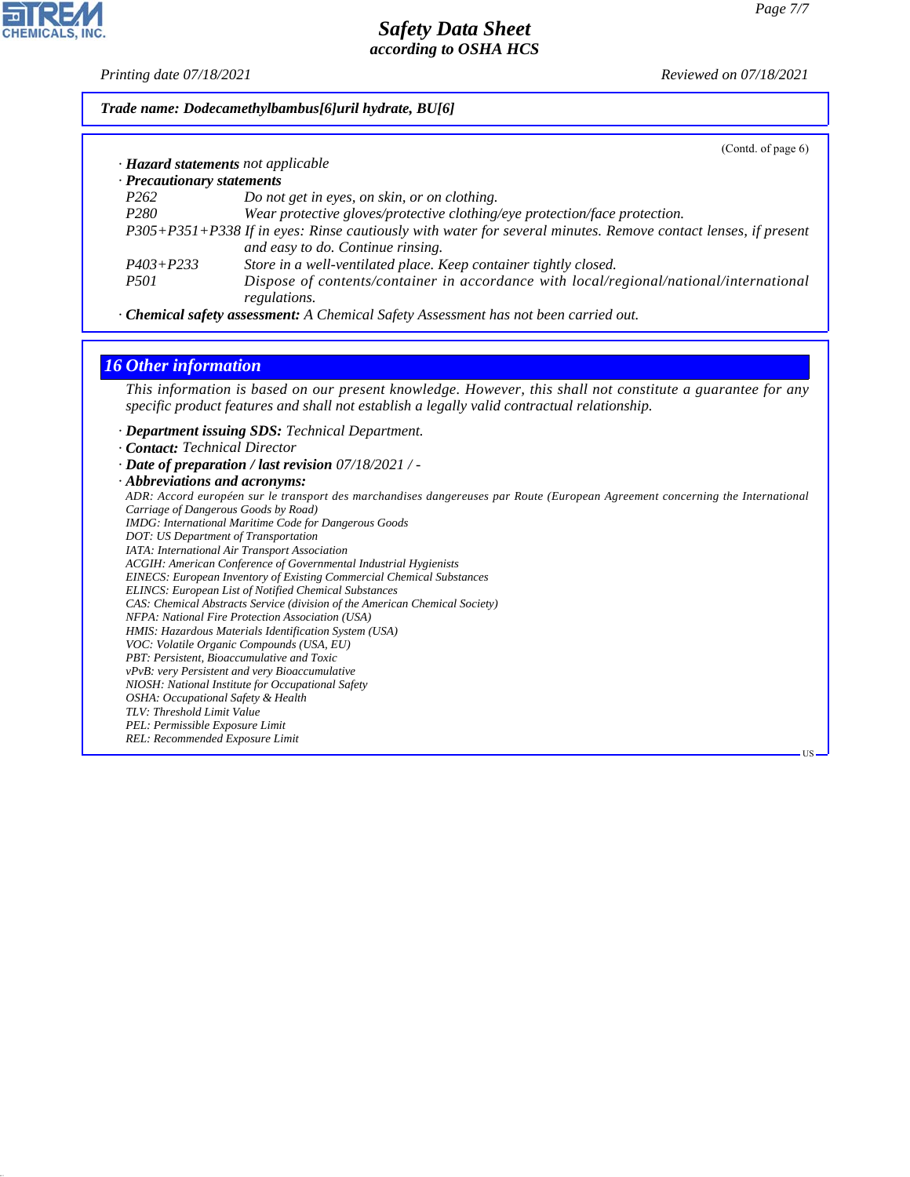**Trade name: Dodecamethylbambus[6]uril hydrate, BU[6]**

(Contd. of page 6)

· **Hazard statements** not applicable
· **Precautionary statements**

P262 Do not get in eyes, on skin, or on clothing.
P280 Wear protective gloves/protective clothing/eye protection/face protection.
P305+P351+P338 If in eyes: Rinse cautiously with water for several minutes. Remove contact lenses, if present and easy to do. Continue rinsing.
P403+P233 Store in a well-ventilated place. Keep container tightly closed.
P501 Dispose of contents/container in accordance with local/regional/national/international regulations.

· **Chemical safety assessment:** A Chemical Safety Assessment has not been carried out.

## 16 Other information

This information is based on our present knowledge. However, this shall not constitute a guarantee for any specific product features and shall not establish a legally valid contractual relationship.

· **Department issuing SDS:** Technical Department.
· **Contact:** Technical Director
· **Date of preparation / last revision** 07/18/2021 / -
· **Abbreviations and acronyms:**

ADR: Accord européen sur le transport des marchandises dangereuses par Route (European Agreement concerning the International Carriage of Dangerous Goods by Road)
IMDG: International Maritime Code for Dangerous Goods
DOT: US Department of Transportation
IATA: International Air Transport Association
ACGIH: American Conference of Governmental Industrial Hygienists
EINECS: European Inventory of Existing Commercial Chemical Substances
ELINCS: European List of Notified Chemical Substances
CAS: Chemical Abstracts Service (division of the American Chemical Society)
NFPA: National Fire Protection Association (USA)
HMIS: Hazardous Materials Identification System (USA)
VOC: Volatile Organic Compounds (USA, EU)
PBT: Persistent, Bioaccumulative and Toxic
vPvB: very Persistent and very Bioaccumulative
NIOSH: National Institute for Occupational Safety
OSHA: Occupational Safety & Health
TLV: Threshold Limit Value
PEL: Permissible Exposure Limit
REL: Recommended Exposure Limit